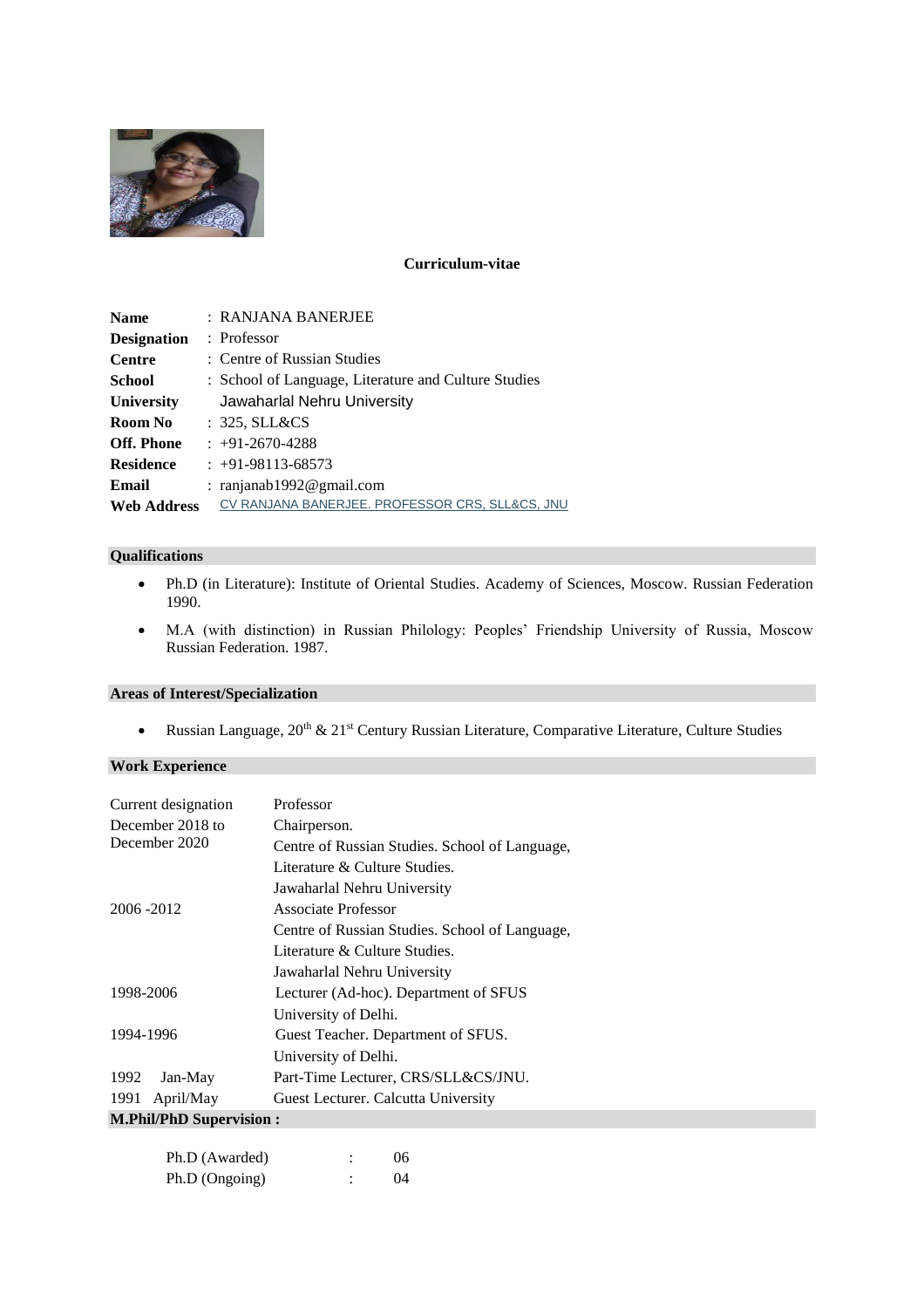**Curriculum-vitae**

| | |
|---|---|
| **Name** | : RANJANA BANERJEE |
| **Designation** | : Professor |
| **Centre** | : Centre of Russian Studies |
| **School** | : School of Language, Literature and Culture Studies |
| **University** | Jawaharlal Nehru University |
| **Room No** | : 325, SLL&CS |
| **Off. Phone** | : +91-2670-4288 |
| **Residence** | : +91-98113-68573 |
| **Email** | : ranjanab1992@gmail.com |
| **Web Address** | CV RANJANA BANERJEE. PROFESSOR CRS, SLL&CS, JNU |

## Qualifications

- Ph.D (in Literature): Institute of Oriental Studies. Academy of Sciences, Moscow. Russian Federation 1990.
- M.A (with distinction) in Russian Philology: Peoples' Friendship University of Russia, Moscow Russian Federation. 1987.

## Areas of Interest/Specialization

- Russian Language, 20th & 21st Century Russian Literature, Comparative Literature, Culture Studies

## Work Experience

| | |
|---|---|
| Current designation | Professor |
| December 2018 to December 2020 | Chairperson. Centre of Russian Studies. School of Language, Literature & Culture Studies. Jawaharlal Nehru University |
| 2006 -2012 | Associate Professor Centre of Russian Studies. School of Language, Literature & Culture Studies. Jawaharlal Nehru University |
| 1998-2006 | Lecturer (Ad-hoc). Department of SFUS University of Delhi. |
| 1994-1996 | Guest Teacher. Department of SFUS. University of Delhi. |
| 1992 Jan-May | Part-Time Lecturer, CRS/SLL&CS/JNU. |
| 1991 April/May | Guest Lecturer. Calcutta University |

## M.Phil/PhD Supervision :

| | | |
|---|---|---|
| Ph.D (Awarded) | : | 06 |
| Ph.D (Ongoing) | : | 04 |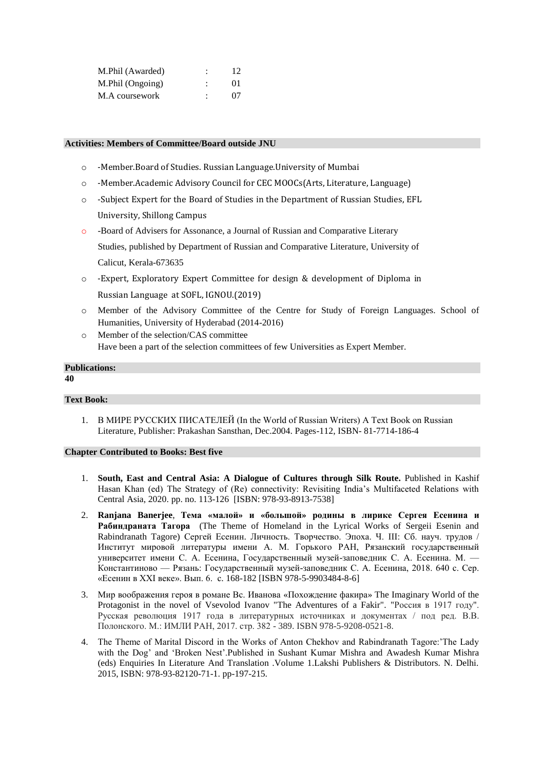| | | |
|---|---|---|
| M.Phil (Awarded) | : | 12 |
| M.Phil (Ongoing) | : | 01 |
| M.A coursework | : | 07 |

## Activities: Members of Committee/Board outside JNU

- -Member.Board of Studies. Russian Language.University of Mumbai
- -Member.Academic Advisory Council for CEC MOOCs(Arts, Literature, Language)
- -Subject Expert for the Board of Studies in the Department of Russian Studies, EFL University, Shillong Campus
- -Board of Advisers for Assonance, a Journal of Russian and Comparative Literary Studies, published by Department of Russian and Comparative Literature, University of Calicut, Kerala-673635
- -Expert, Exploratory Expert Committee for design & development of Diploma in Russian Language at SOFL, IGNOU.(2019)
- Member of the Advisory Committee of the Centre for Study of Foreign Languages. School of Humanities, University of Hyderabad (2014-2016)
- Member of the selection/CAS committee
  Have been a part of the selection committees of few Universities as Expert Member.

## Publications:

**40**

## Text Book:

1. В МИРЕ РУССКИХ ПИСАТЕЛЕЙ (In the World of Russian Writers) A Text Book on Russian Literature, Publisher: Prakashan Sansthan, Dec.2004. Pages-112, ISBN- 81-7714-186-4

## Chapter Contributed to Books: Best five

1. **South, East and Central Asia: A Dialogue of Cultures through Silk Route.** Published in Kashif Hasan Khan (ed) The Strategy of (Re) connectivity: Revisiting India's Multifaceted Relations with Central Asia, 2020. pp. no. 113-126 [ISBN: 978-93-8913-7538]
2. **Ranjana Banerjee**, **Тема «малой» и «большой» родины в лирике Сергея Есенина и Рабиндраната Тагора** (The Theme of Homeland in the Lyrical Works of Sergeii Esenin and Rabindranath Tagore) Сергей Есенин. Личность. Творчество. Эпоха. Ч. III: Сб. науч. трудов / Институт мировой литературы имени А. М. Горького РАН, Рязанский государственный университет имени С. А. Есенина, Государственный музей-заповедник С. А. Есенина. М. — Константиново — Рязань: Государственный музей-заповедник С. А. Есенина, 2018. 640 с. Сер. «Есенин в XXI веке». Вып. 6. с. 168-182 [ISBN 978-5-9903484-8-6]
3. Мир воображения героя в романе Вс. Иванова «Похождение факира» The Imaginary World of the Protagonist in the novel of Vsevolod Ivanov "The Adventures of a Fakir". "Россия в 1917 году". Русская революция 1917 года в литературных источниках и документах / под ред. В.В. Полонского. М.: ИМЛИ РАН, 2017. стр. 382 - 389. ISBN 978-5-9208-0521-8.
4. The Theme of Marital Discord in the Works of Anton Chekhov and Rabindranath Tagore:'The Lady with the Dog' and 'Broken Nest'.Published in Sushant Kumar Mishra and Awadesh Kumar Mishra (eds) Enquiries In Literature And Translation .Volume 1.Lakshi Publishers & Distributors. N. Delhi. 2015, ISBN: 978-93-82120-71-1. pp-197-215.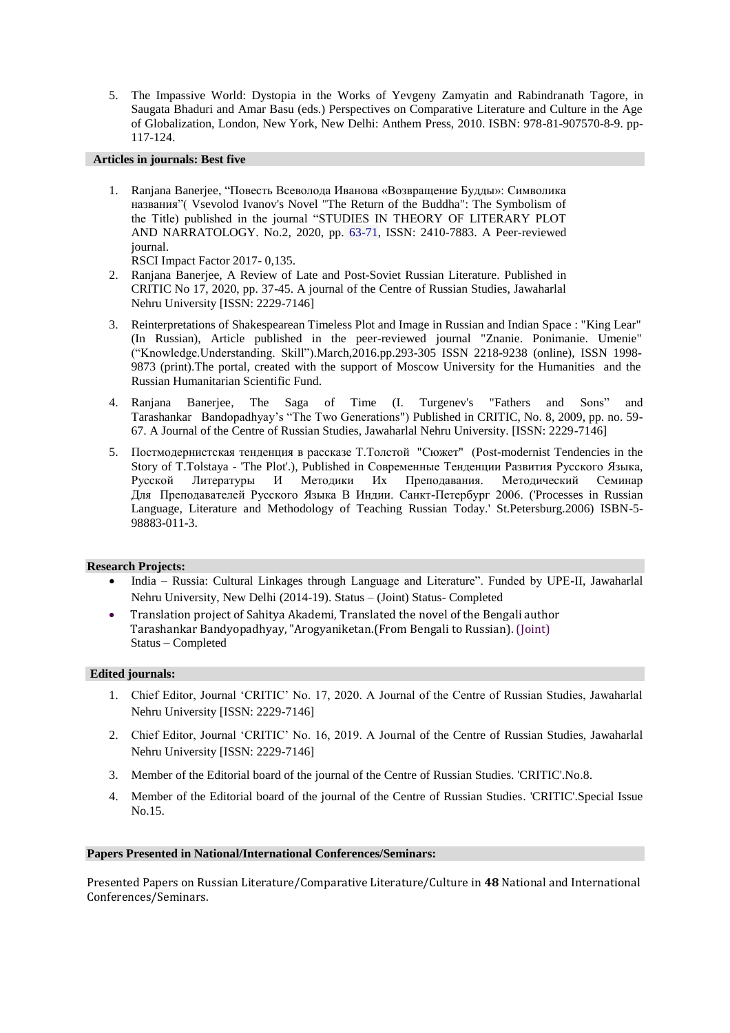5. The Impassive World: Dystopia in the Works of Yevgeny Zamyatin and Rabindranath Tagore, in Saugata Bhaduri and Amar Basu (eds.) Perspectives on Comparative Literature and Culture in the Age of Globalization, London, New York, New Delhi: Anthem Press, 2010. ISBN: 978-81-907570-8-9. pp-117-124.

## Articles in journals: Best five

1. Ranjana Banerjee, "Повесть Всеволода Иванова «Возвращение Будды»: Символика названия"( Vsevolod Ivanov's Novel "The Return of the Buddha": The Symbolism of the Title) published in the journal "STUDIES IN THEORY OF LITERARY PLOT AND NARRATOLOGY. No.2, 2020, pp. 63-71, ISSN: 2410-7883. A Peer-reviewed journal.
   RSCI Impact Factor 2017- 0,135.
2. Ranjana Banerjee, A Review of Late and Post-Soviet Russian Literature. Published in CRITIC No 17, 2020, pp. 37-45. A journal of the Centre of Russian Studies, Jawaharlal Nehru University [ISSN: 2229-7146]
3. Reinterpretations of Shakespearean Timeless Plot and Image in Russian and Indian Space : "King Lear" (In Russian), Article published in the peer-reviewed journal "Znanie. Ponimanie. Umenie" ("Knowledge.Understanding. Skill").March,2016.pp.293-305 ISSN 2218-9238 (online), ISSN 1998-9873 (print).The portal, created with the support of Moscow University for the Humanities and the Russian Humanitarian Scientific Fund.
4. Ranjana Banerjee, The Saga of Time (I. Turgenev's "Fathers and Sons" and Tarashankar Bandopadhyay's "The Two Generations") Published in CRITIC, No. 8, 2009, pp. no. 59-67. A Journal of the Centre of Russian Studies, Jawaharlal Nehru University. [ISSN: 2229-7146]
5. Постмодернистская тенденция в рассказе Т.Толстой "Сюжет" (Post-modernist Tendencies in the Story of T.Tolstaya - 'The Plot'.), Published in Современные Тенденции Развития Русского Языка, Русской Литературы И Методики Их Преподавания. Методический Семинар Для Преподавателей Русского Языка В Индии. Санкт-Петербург 2006. ('Processes in Russian Language, Literature and Methodology of Teaching Russian Today.' St.Petersburg.2006) ISBN-5-98883-011-3.

## Research Projects:

- India – Russia: Cultural Linkages through Language and Literature". Funded by UPE-II, Jawaharlal Nehru University, New Delhi (2014-19). Status – (Joint) Status- Completed
- Translation project of Sahitya Akademi, Translated the novel of the Bengali author Tarashankar Bandyopadhyay, "Arogyaniketan.(From Bengali to Russian). (Joint) Status – Completed

## Edited journals:

1. Chief Editor, Journal 'CRITIC' No. 17, 2020. A Journal of the Centre of Russian Studies, Jawaharlal Nehru University [ISSN: 2229-7146]
2. Chief Editor, Journal 'CRITIC' No. 16, 2019. A Journal of the Centre of Russian Studies, Jawaharlal Nehru University [ISSN: 2229-7146]
3. Member of the Editorial board of the journal of the Centre of Russian Studies. 'CRITIC'.No.8.
4. Member of the Editorial board of the journal of the Centre of Russian Studies. 'CRITIC'.Special Issue No.15.

## Papers Presented in National/International Conferences/Seminars:

Presented Papers on Russian Literature/Comparative Literature/Culture in **48** National and International Conferences/Seminars.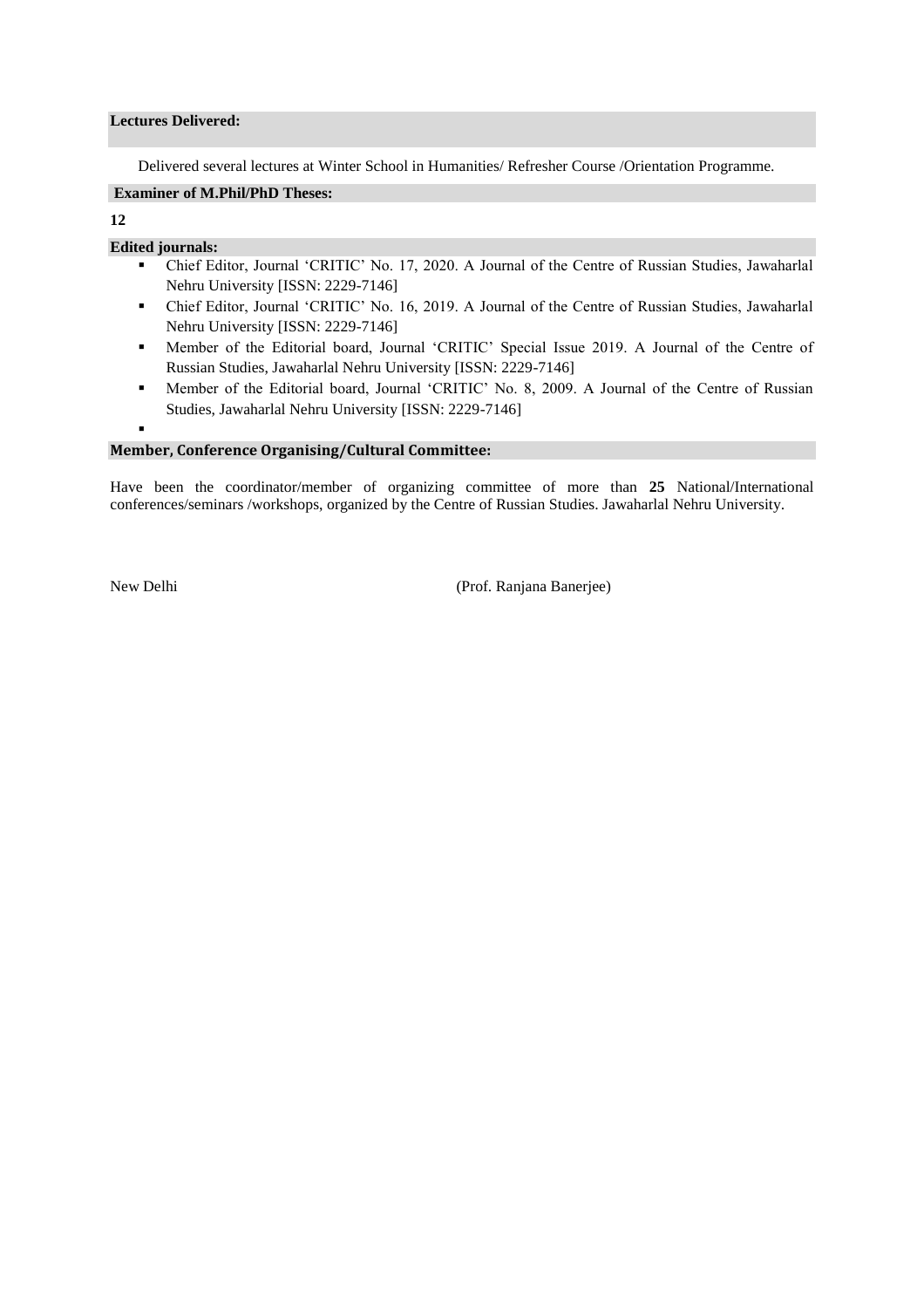**Lectures Delivered:**

Delivered several lectures at Winter School in Humanities/ Refresher Course /Orientation Programme.

**Examiner of M.Phil/PhD Theses:**

**12**

**Edited journals:**

- Chief Editor, Journal 'CRITIC' No. 17, 2020. A Journal of the Centre of Russian Studies, Jawaharlal Nehru University [ISSN: 2229-7146]
- Chief Editor, Journal 'CRITIC' No. 16, 2019. A Journal of the Centre of Russian Studies, Jawaharlal Nehru University [ISSN: 2229-7146]
- Member of the Editorial board, Journal 'CRITIC' Special Issue 2019. A Journal of the Centre of Russian Studies, Jawaharlal Nehru University [ISSN: 2229-7146]
- Member of the Editorial board, Journal 'CRITIC' No. 8, 2009. A Journal of the Centre of Russian Studies, Jawaharlal Nehru University [ISSN: 2229-7146]

**Member, Conference Organising/Cultural Committee:**

Have been the coordinator/member of organizing committee of more than **25** National/International conferences/seminars /workshops, organized by the Centre of Russian Studies. Jawaharlal Nehru University.

New Delhi (Prof. Ranjana Banerjee)